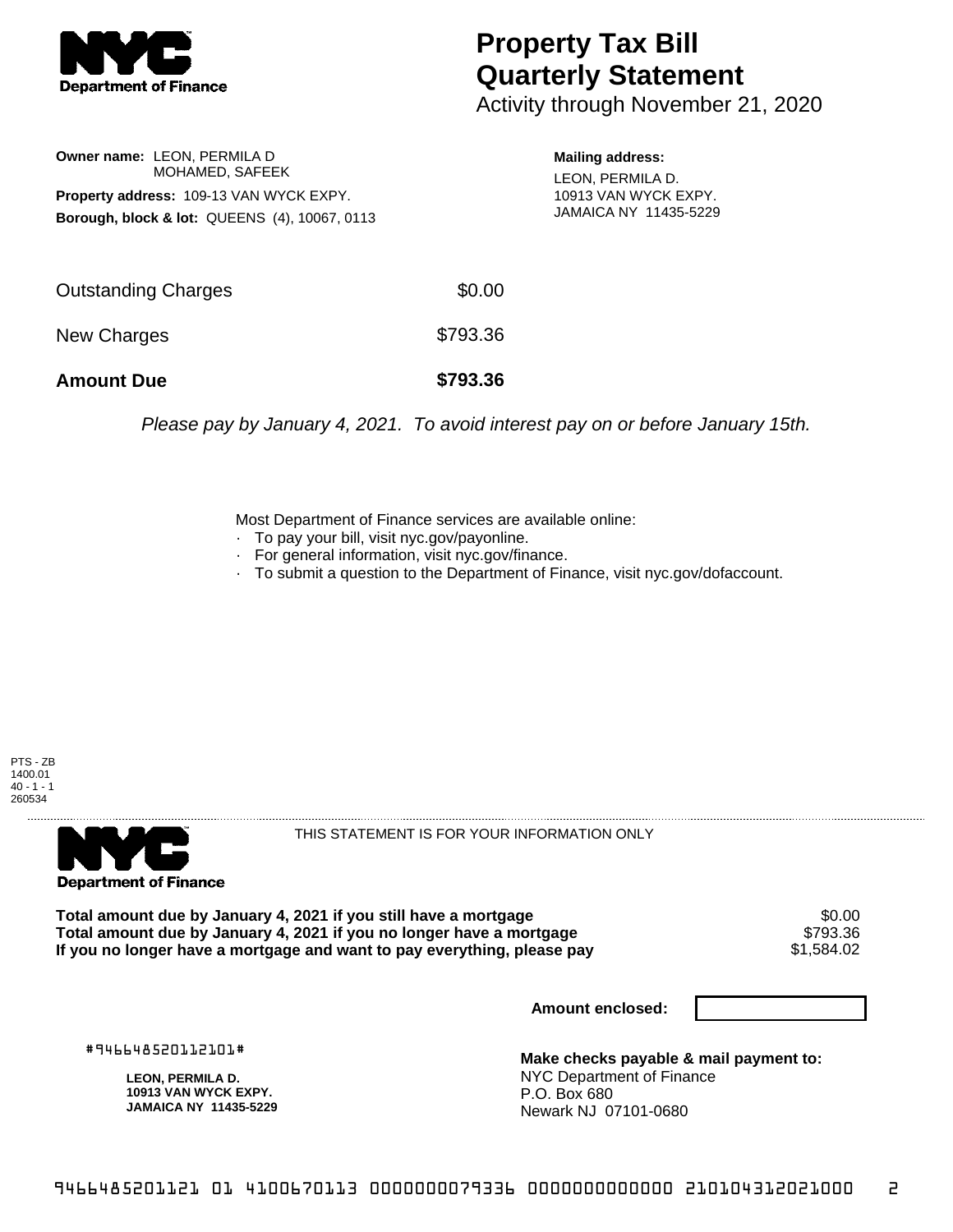**Department of Finance**

# Property Tax Bill Quarterly Statement

Activity through November 21, 2020

**Owner name:** LEON, PERMILA D
MOHAMED, SAFEEK

**Property address:** 109-13 VAN WYCK EXPY.

**Borough, block & lot:** QUEENS (4), 10067, 0113

**Mailing address:**
LEON, PERMILA D.
10913 VAN WYCK EXPY.
JAMAICA NY 11435-5229

| | |
|---|---|
| Outstanding Charges | $0.00 |
| New Charges | $793.36 |
| **Amount Due** | **$793.36** |

*Please pay by January 4, 2021. To avoid interest pay on or before January 15th.*

Most Department of Finance services are available online:
- To pay your bill, visit nyc.gov/payonline.
- For general information, visit nyc.gov/finance.
- To submit a question to the Department of Finance, visit nyc.gov/dofaccount.

PTS - ZB
1400.01
40 - 1 - 1
260534

**Department of Finance**

THIS STATEMENT IS FOR YOUR INFORMATION ONLY

| | |
|---|---|
| **Total amount due by January 4, 2021 if you still have a mortgage** | $0.00 |
| **Total amount due by January 4, 2021 if you no longer have a mortgage** | $793.36 |
| **If you no longer have a mortgage and want to pay everything, please pay** | $1,584.02 |

**Amount enclosed:**

#946648520112101#

**LEON, PERMILA D.**
**10913 VAN WYCK EXPY.**
**JAMAICA NY 11435-5229**

**Make checks payable & mail payment to:**
NYC Department of Finance
P.O. Box 680
Newark NJ 07101-0680

9466485201121 01 4100670113 0000000079336 0000000000000 210104312021000 2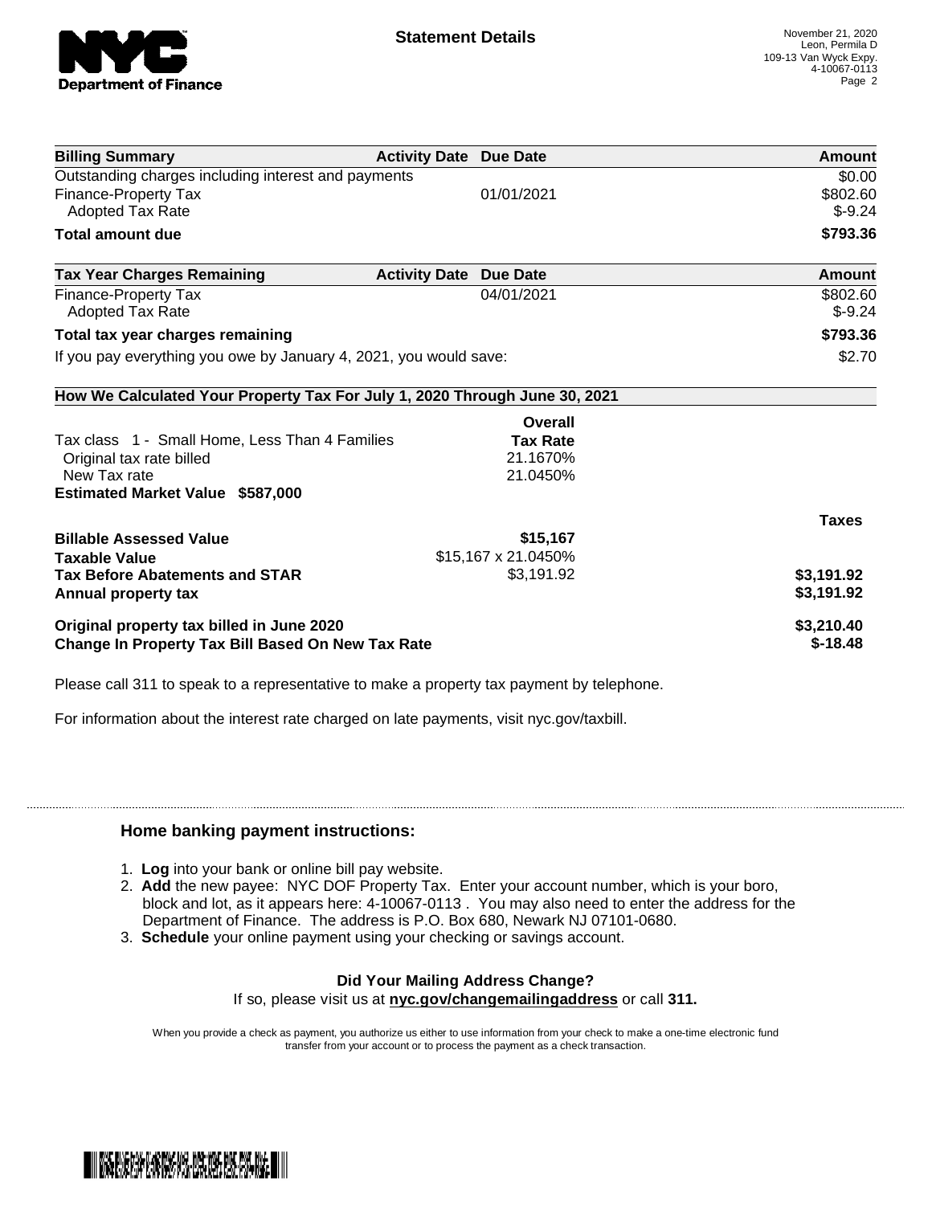## Statement Details

November 21, 2020
Leon, Permila D
109-13 Van Wyck Expy.
4-10067-0113

| Billing Summary | Activity Date | Due Date | Amount |
|---|---|---|---|
| Outstanding charges including interest and payments | | | $0.00 |
| Finance-Property Tax | | 01/01/2021 | $802.60 |
| Adopted Tax Rate | | | $-9.24 |
| **Total amount due** | | | **$793.36** |

| Tax Year Charges Remaining | Activity Date | Due Date | Amount |
|---|---|---|---|
| Finance-Property Tax | | 04/01/2021 | $802.60 |
| Adopted Tax Rate | | | $-9.24 |
| **Total tax year charges remaining** | | | **$793.36** |
| If you pay everything you owe by January 4, 2021, you would save: | | | $2.70 |

### How We Calculated Your Property Tax For July 1, 2020 Through June 30, 2021

| | Overall Tax Rate | |
|---|---|---|
| Tax class 1 - Small Home, Less Than 4 Families | | |
| Original tax rate billed | 21.1670% | |
| New Tax rate | 21.0450% | |
| **Estimated Market Value $587,000** | | |

| | | Taxes |
|---|---|---|
| **Billable Assessed Value** | $15,167 | |
| **Taxable Value** | $15,167 x 21.0450% | |
| **Tax Before Abatements and STAR** | $3,191.92 | $3,191.92 |
| **Annual property tax** | | $3,191.92 |
| **Original property tax billed in June 2020** | | $3,210.40 |
| **Change In Property Tax Bill Based On New Tax Rate** | | $-18.48 |

Please call 311 to speak to a representative to make a property tax payment by telephone.

For information about the interest rate charged on late payments, visit nyc.gov/taxbill.

### Home banking payment instructions:

1. **Log** into your bank or online bill pay website.
2. **Add** the new payee: NYC DOF Property Tax. Enter your account number, which is your boro, block and lot, as it appears here: 4-10067-0113 . You may also need to enter the address for the Department of Finance. The address is P.O. Box 680, Newark NJ 07101-0680.
3. **Schedule** your online payment using your checking or savings account.

**Did Your Mailing Address Change?**
If so, please visit us at **nyc.gov/changemailingaddress** or call **311.**

When you provide a check as payment, you authorize us either to use information from your check to make a one-time electronic fund transfer from your account or to process the payment as a check transaction.